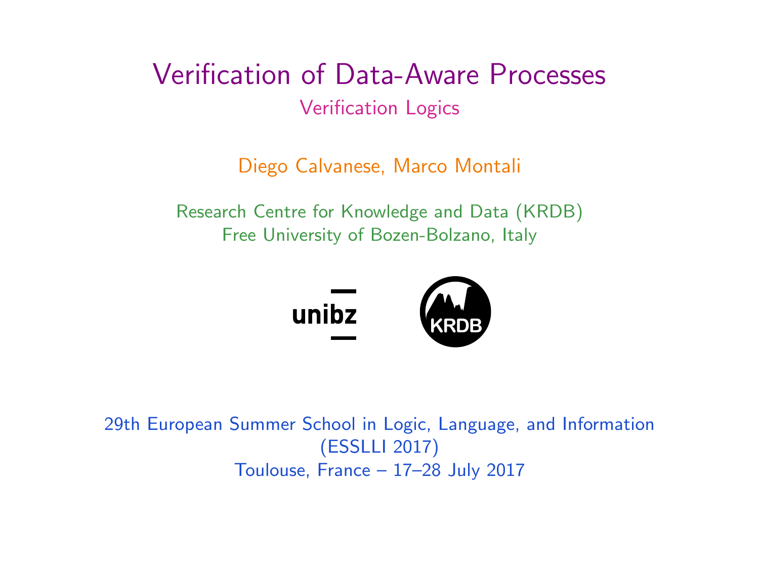# Verification of Data-Aware Processes

## Verification Logics

Diego Calvanese, Marco Montali

Research Centre for Knowledge and Data (KRDB)
Free University of Bozen-Bolzano, Italy

unibz

KRDB

29th European Summer School in Logic, Language, and Information
(ESSLLI 2017)
Toulouse, France – 17–28 July 2017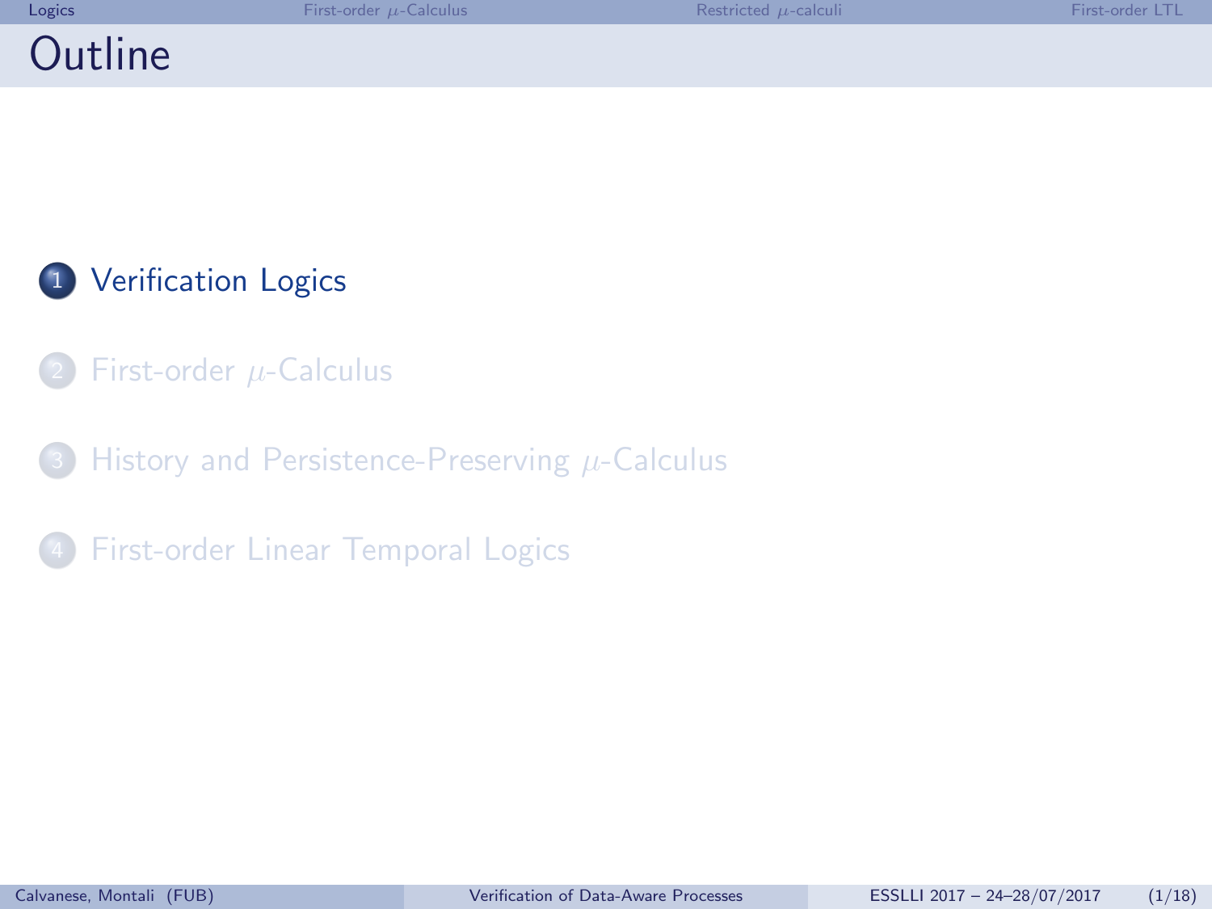# Outline

1. Verification Logics
2. First-order $\mu$-Calculus
3. History and Persistence-Preserving $\mu$-Calculus
4. First-order Linear Temporal Logics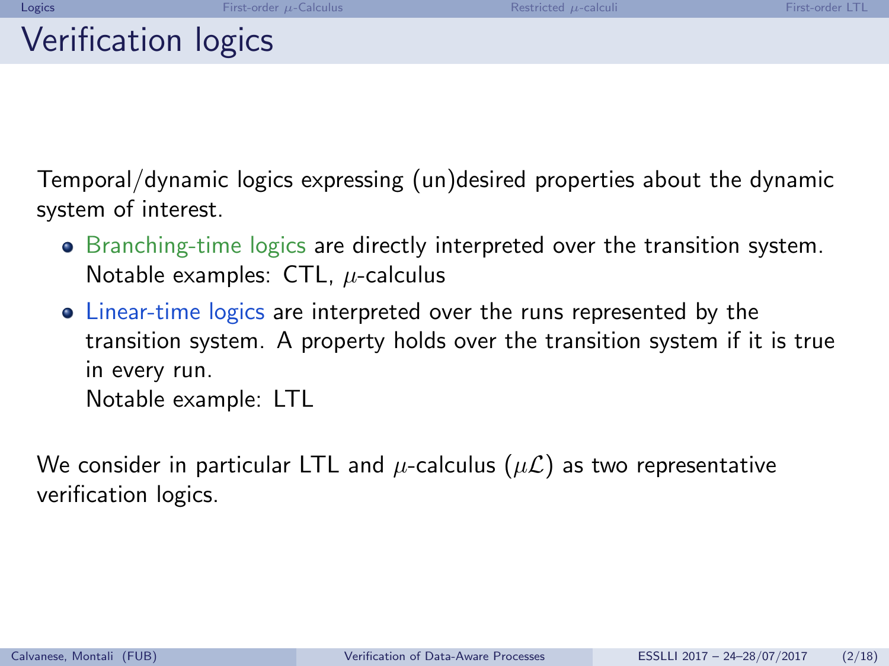# Verification logics

Temporal/dynamic logics expressing (un)desired properties about the dynamic system of interest.

- Branching-time logics are directly interpreted over the transition system. Notable examples: CTL, $\mu$-calculus
- Linear-time logics are interpreted over the runs represented by the transition system. A property holds over the transition system if it is true in every run.
  Notable example: LTL

We consider in particular LTL and $\mu$-calculus ($\mu\mathcal{L}$) as two representative verification logics.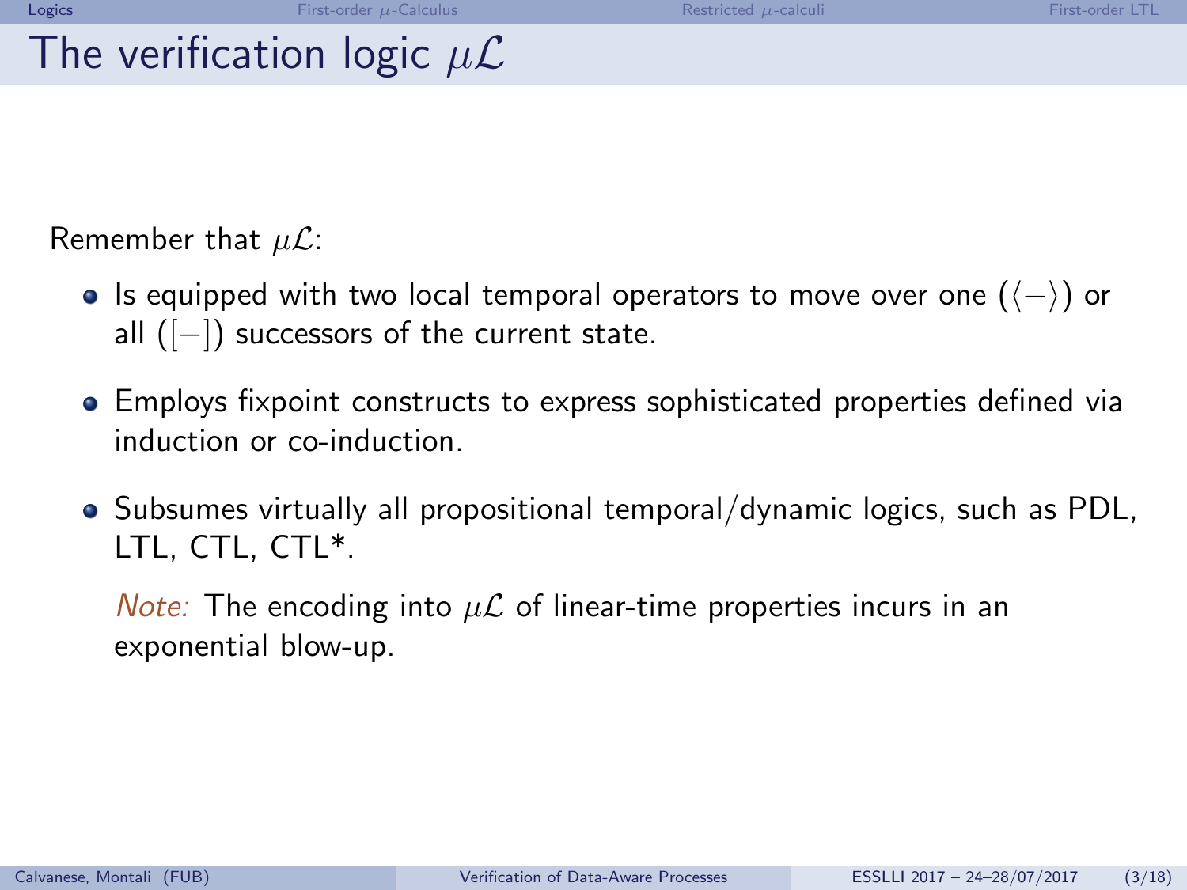# The verification logic $\mu\mathcal{L}$

Remember that $\mu\mathcal{L}$:

- Is equipped with two local temporal operators to move over one ($\langle - \rangle$) or all ($[-]$) successors of the current state.
- Employs fixpoint constructs to express sophisticated properties defined via induction or co-induction.
- Subsumes virtually all propositional temporal/dynamic logics, such as PDL, LTL, CTL, CTL*.

  *Note:* The encoding into $\mu\mathcal{L}$ of linear-time properties incurs in an exponential blow-up.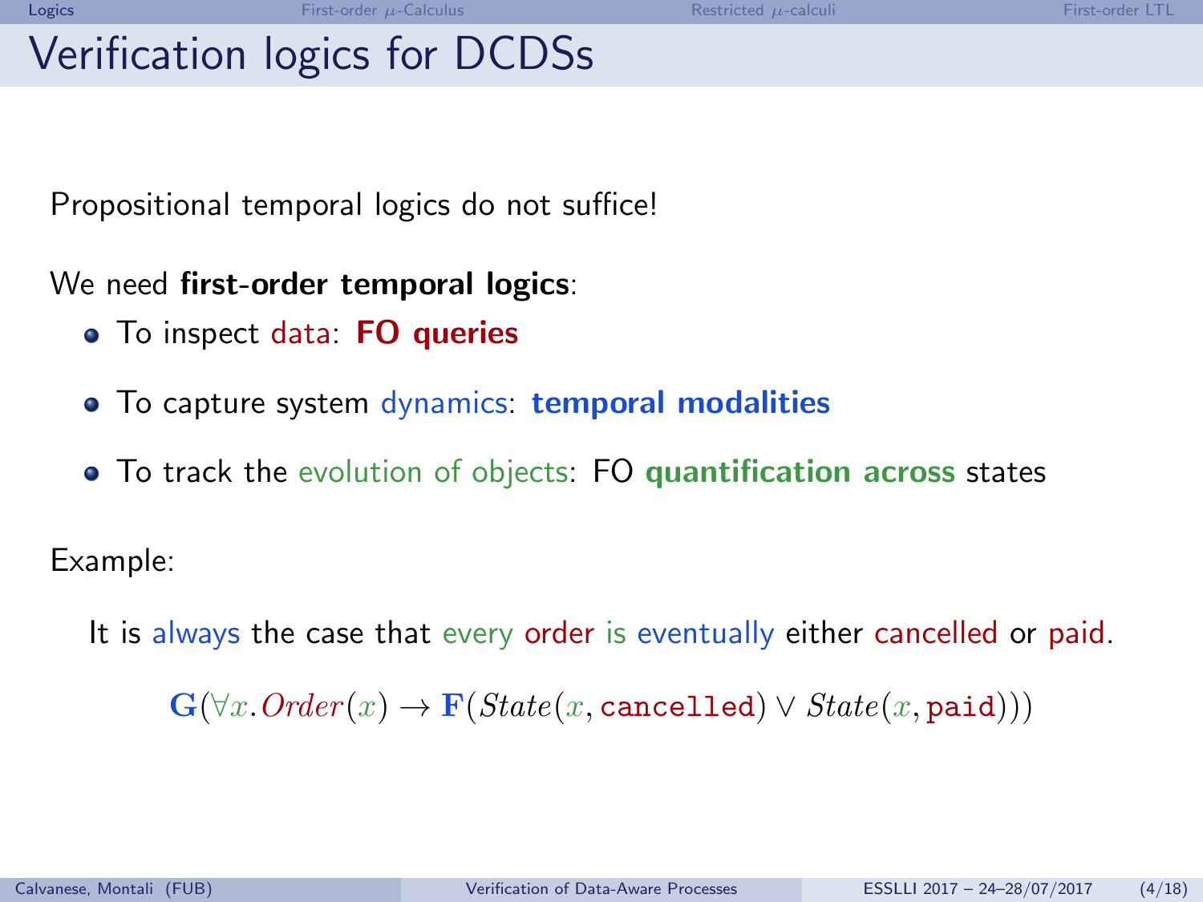# Verification logics for DCDSs

Propositional temporal logics do not suffice!

We need **first-order temporal logics**:

- To inspect data: **FO queries**
- To capture system dynamics: **temporal modalities**
- To track the evolution of objects: FO **quantification across** states

Example:

It is always the case that every order is eventually either cancelled or paid.

$$\mathbf{G}(\forall x.\mathit{Order}(x) \rightarrow \mathbf{F}(\mathit{State}(x, \texttt{cancelled}) \vee \mathit{State}(x, \texttt{paid})))$$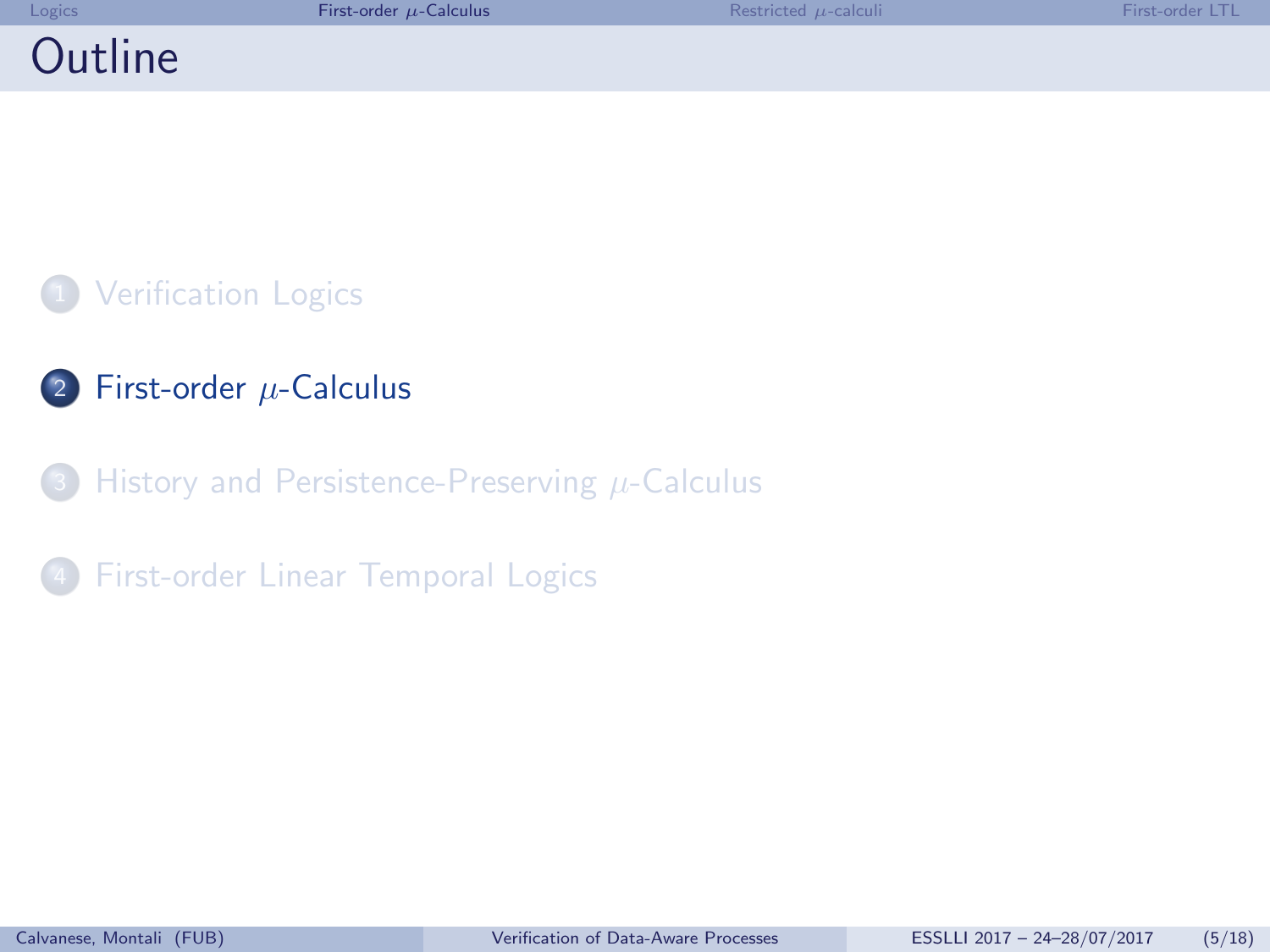# Outline

1. Verification Logics
2. First-order $\mu$-Calculus
3. History and Persistence-Preserving $\mu$-Calculus
4. First-order Linear Temporal Logics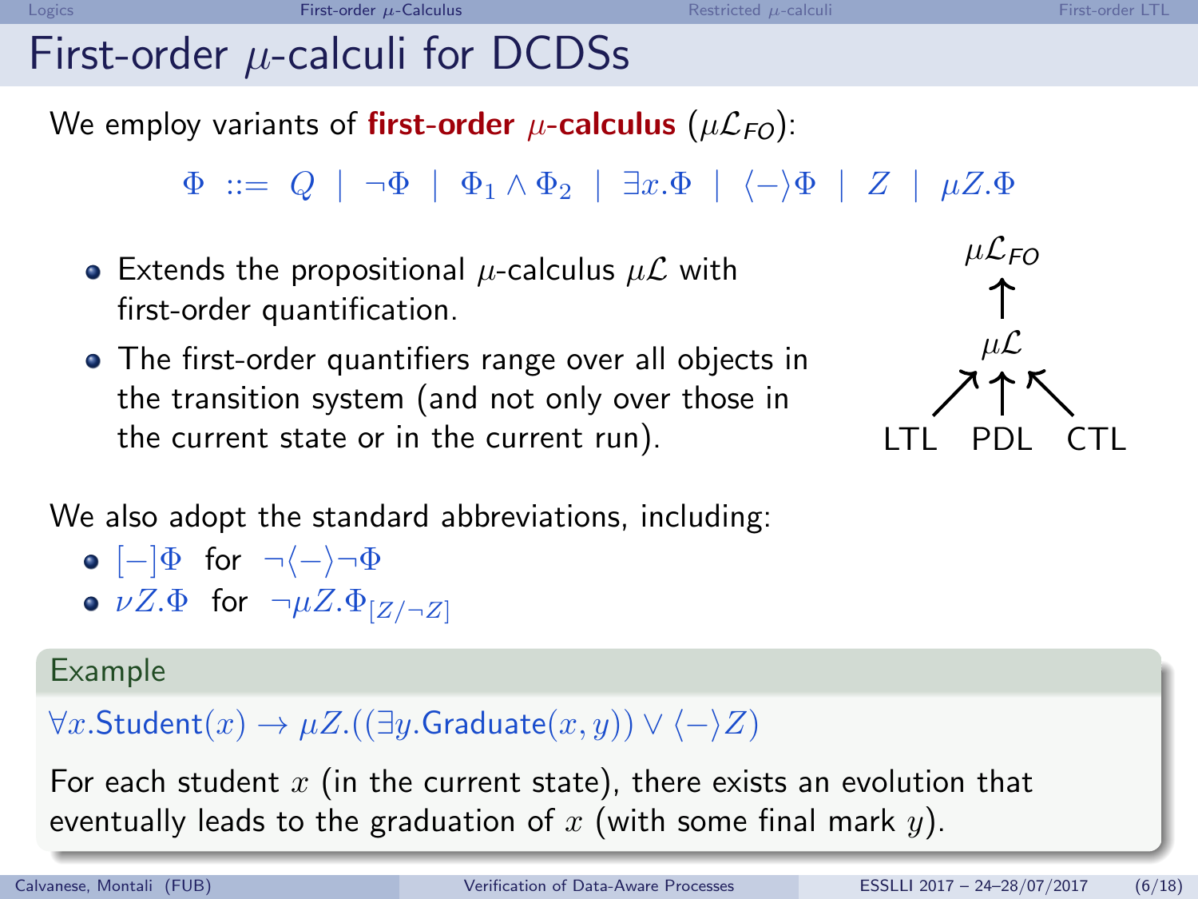# First-order $\mu$-calculi for DCDSs

We employ variants of **first-order $\mu$-calculus** ($\mu\mathcal{L}_{FO}$):

$$\Phi \ ::= \ Q \ | \ \neg\Phi \ | \ \Phi_1 \wedge \Phi_2 \ | \ \exists x.\Phi \ | \ \langle - \rangle\Phi \ | \ Z \ | \ \mu Z.\Phi$$

- Extends the propositional $\mu$-calculus $\mu\mathcal{L}$ with first-order quantification.
- The first-order quantifiers range over all objects in the transition system (and not only over those in the current state or in the current run).

$\mu\mathcal{L}_{FO}$ ← $\mu\mathcal{L}$ ← LTL, PDL, CTL

We also adopt the standard abbreviations, including:

- $[-]\Phi$ for $\neg\langle - \rangle\neg\Phi$
- $\nu Z.\Phi$ for $\neg\mu Z.\Phi_{[Z/\neg Z]}$

**Example**

$\forall x.\mathsf{Student}(x) \rightarrow \mu Z.((\exists y.\mathsf{Graduate}(x, y)) \vee \langle - \rangle Z)$

For each student $x$ (in the current state), there exists an evolution that eventually leads to the graduation of $x$ (with some final mark $y$).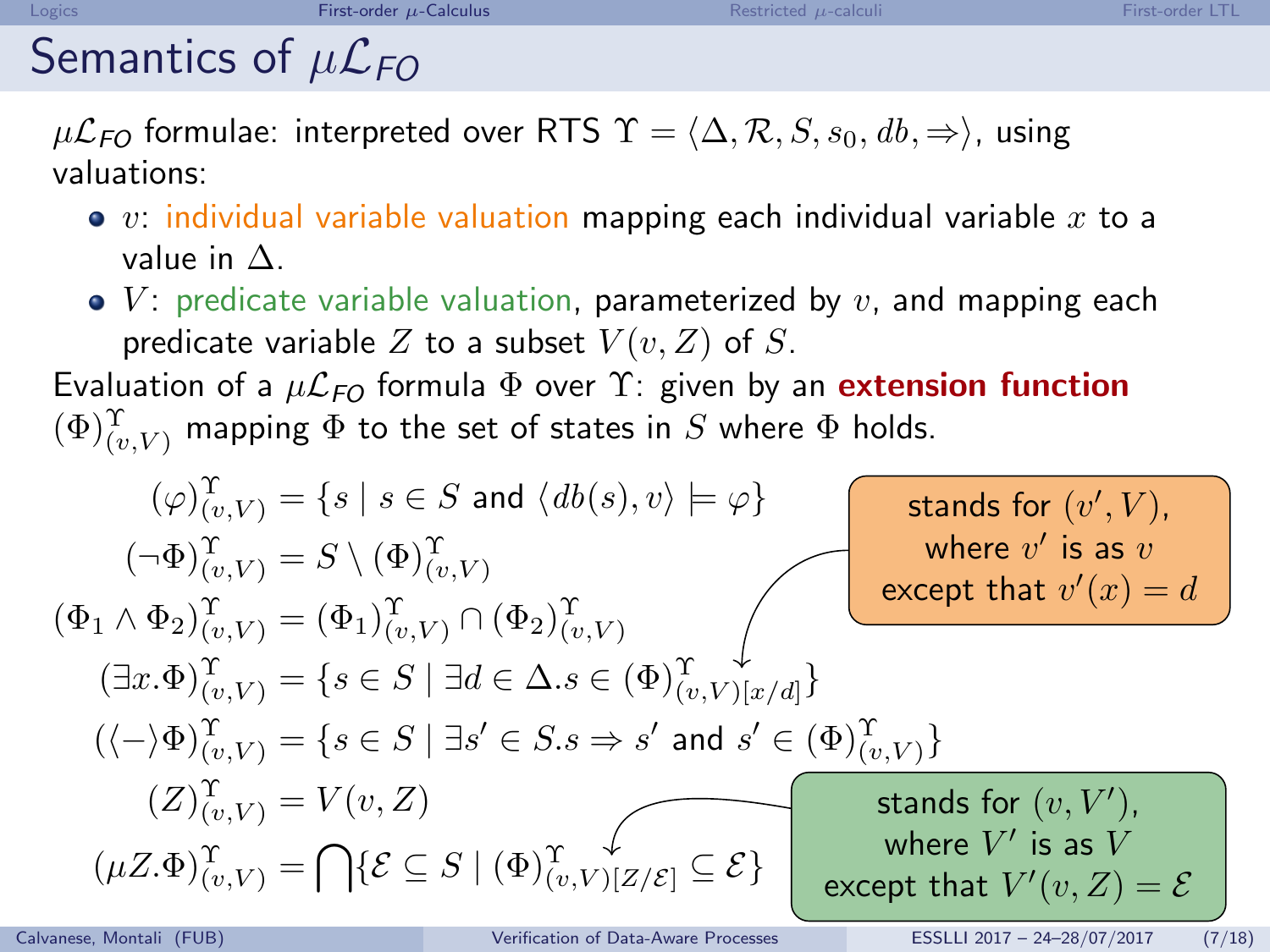# Semantics of $\mu\mathcal{L}_{FO}$

$\mu\mathcal{L}_{FO}$ formulae: interpreted over RTS $\Upsilon = \langle \Delta, \mathcal{R}, S, s_0, db, \Rightarrow \rangle$, using valuations:

- $v$: individual variable valuation mapping each individual variable $x$ to a value in $\Delta$.
- $V$: predicate variable valuation, parameterized by $v$, and mapping each predicate variable $Z$ to a subset $V(v, Z)$ of $S$.

Evaluation of a $\mu\mathcal{L}_{FO}$ formula $\Phi$ over $\Upsilon$: given by an **extension function** $(\Phi)^{\Upsilon}_{(v,V)}$ mapping $\Phi$ to the set of states in $S$ where $\Phi$ holds.

$$
\begin{aligned}
(\varphi)^{\Upsilon}_{(v,V)} &= \{s \mid s \in S \text{ and } \langle db(s), v\rangle \models \varphi\} \\
(\neg\Phi)^{\Upsilon}_{(v,V)} &= S \setminus (\Phi)^{\Upsilon}_{(v,V)} \\
(\Phi_1 \wedge \Phi_2)^{\Upsilon}_{(v,V)} &= (\Phi_1)^{\Upsilon}_{(v,V)} \cap (\Phi_2)^{\Upsilon}_{(v,V)} \\
(\exists x.\Phi)^{\Upsilon}_{(v,V)} &= \{s \in S \mid \exists d \in \Delta . s \in (\Phi)^{\Upsilon}_{(v,V)[x/d]}\} \\
(\langle - \rangle\Phi)^{\Upsilon}_{(v,V)} &= \{s \in S \mid \exists s' \in S . s \Rightarrow s' \text{ and } s' \in (\Phi)^{\Upsilon}_{(v,V)}\} \\
(Z)^{\Upsilon}_{(v,V)} &= V(v, Z) \\
(\mu Z.\Phi)^{\Upsilon}_{(v,V)} &= \bigcap\{\mathcal{E} \subseteq S \mid (\Phi)^{\Upsilon}_{(v,V)[Z/\mathcal{E}]} \subseteq \mathcal{E}\}
\end{aligned}
$$

$(v,V)[x/d]$ stands for $(v', V)$, where $v'$ is as $v$ except that $v'(x) = d$

$(v,V)[Z/\mathcal{E}]$ stands for $(v, V')$, where $V'$ is as $V$ except that $V'(v, Z) = \mathcal{E}$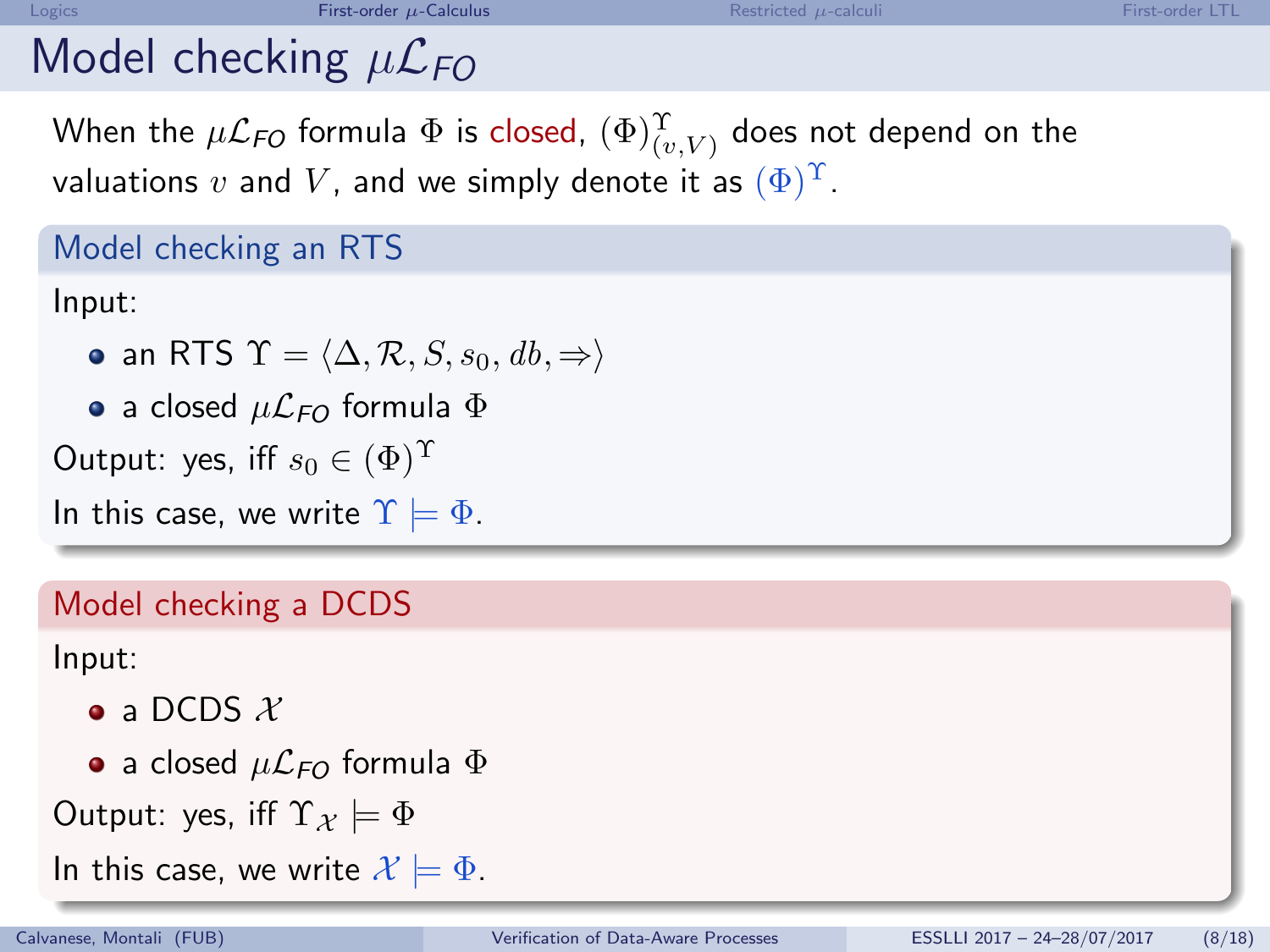# Model checking $\mu\mathcal{L}_{FO}$

When the $\mu\mathcal{L}_{FO}$ formula $\Phi$ is closed, $(\Phi)^{\Upsilon}_{(v,V)}$ does not depend on the valuations $v$ and $V$, and we simply denote it as $(\Phi)^{\Upsilon}$.

### Model checking an RTS

Input:

- an RTS $\Upsilon = \langle \Delta, \mathcal{R}, S, s_0, db, \Rightarrow \rangle$
- a closed $\mu\mathcal{L}_{FO}$ formula $\Phi$

Output: yes, iff $s_0 \in (\Phi)^{\Upsilon}$

In this case, we write $\Upsilon \models \Phi$.

### Model checking a DCDS

Input:

- a DCDS $\mathcal{X}$
- a closed $\mu\mathcal{L}_{FO}$ formula $\Phi$

Output: yes, iff $\Upsilon_{\mathcal{X}} \models \Phi$

In this case, we write $\mathcal{X} \models \Phi$.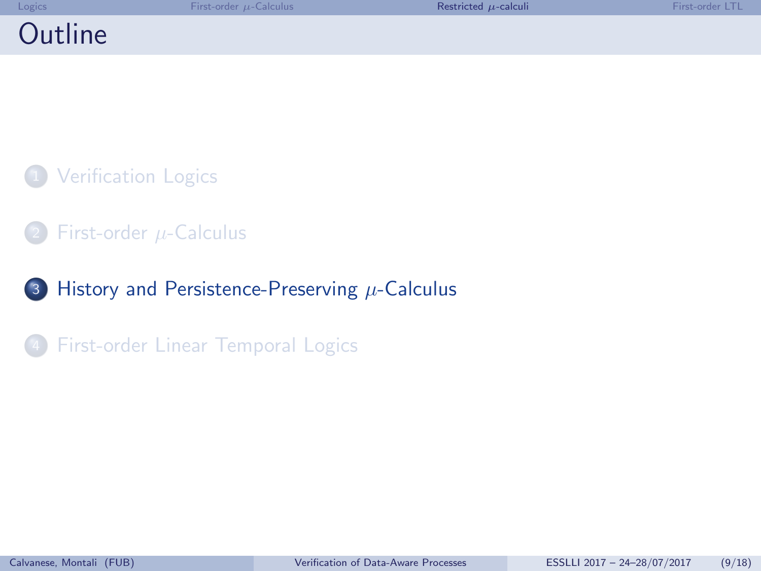# Outline

1. Verification Logics
2. First-order $\mu$-Calculus
3. History and Persistence-Preserving $\mu$-Calculus
4. First-order Linear Temporal Logics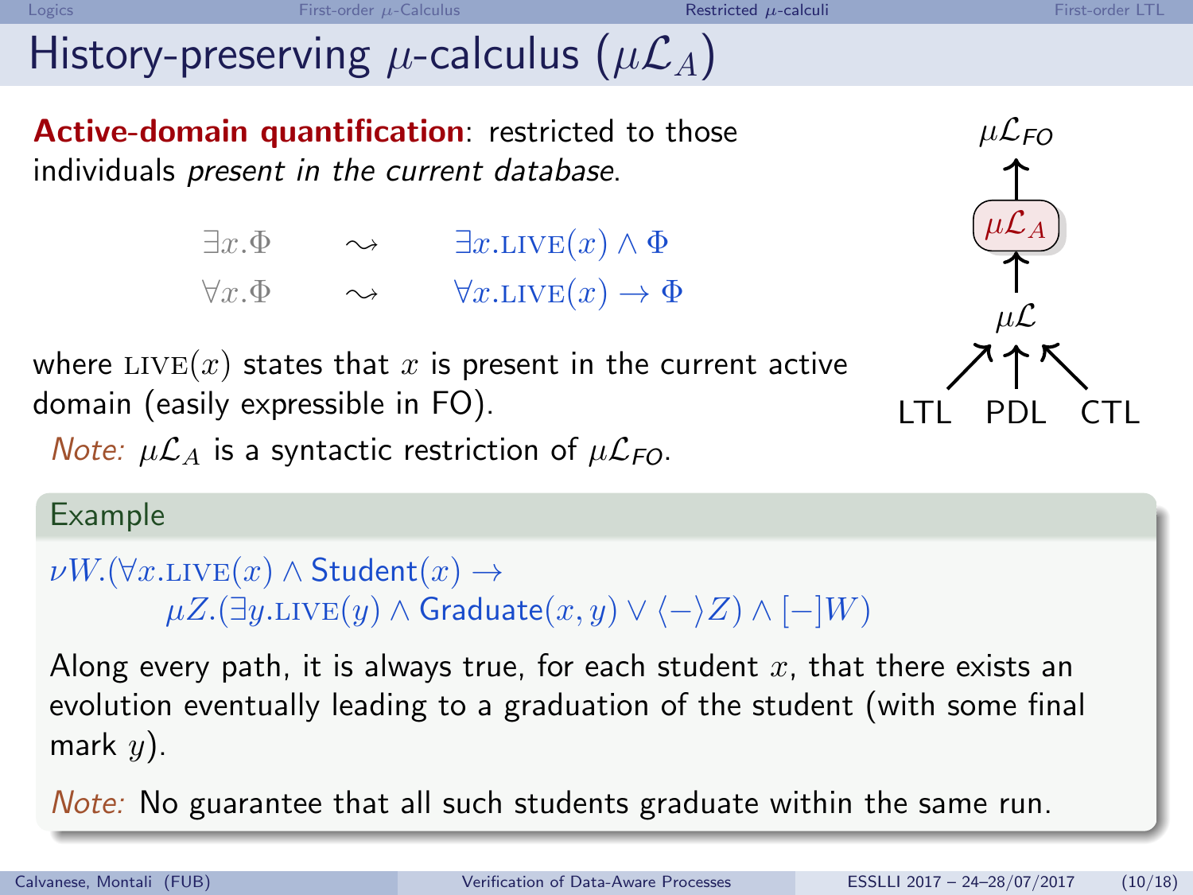# History-preserving $\mu$-calculus ($\mu\mathcal{L}_A$)

**Active-domain quantification**: restricted to those individuals *present in the current database*.

$$\exists x.\Phi \quad \rightsquigarrow \quad \exists x.\textsc{live}(x) \land \Phi$$
$$\forall x.\Phi \quad \rightsquigarrow \quad \forall x.\textsc{live}(x) \rightarrow \Phi$$

where $\textsc{live}(x)$ states that $x$ is present in the current active domain (easily expressible in FO).

*Note:* $\mu\mathcal{L}_A$ is a syntactic restriction of $\mu\mathcal{L}_{FO}$.

$\mu\mathcal{L}_{FO}$ ← $\mu\mathcal{L}_A$ ← $\mu\mathcal{L}$ ← LTL, PDL, CTL

## Example

$$\nu W.(\forall x.\textsc{live}(x) \land \mathsf{Student}(x) \rightarrow \mu Z.(\exists y.\textsc{live}(y) \land \mathsf{Graduate}(x,y) \lor \langle - \rangle Z) \land [-]W)$$

Along every path, it is always true, for each student $x$, that there exists an evolution eventually leading to a graduation of the student (with some final mark $y$).

*Note:* No guarantee that all such students graduate within the same run.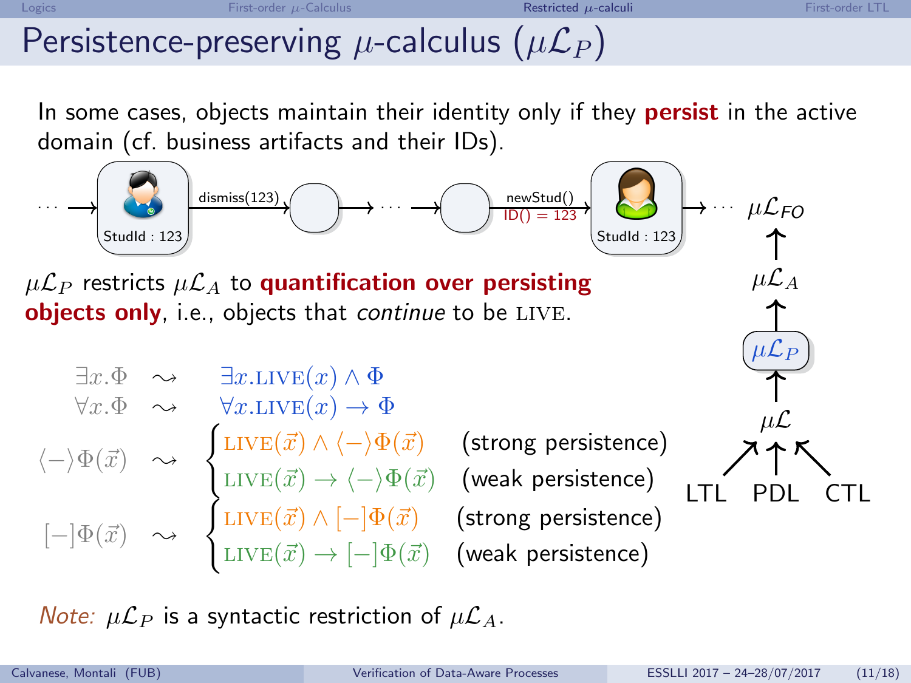# Persistence-preserving $\mu$-calculus ($\mu\mathcal{L}_P$)

In some cases, objects maintain their identity only if they **persist** in the active domain (cf. business artifacts and their IDs).

$\cdots \rightarrow$ [StudId : 123] $\xrightarrow{\text{dismiss(123)}}$ [ ] $\rightarrow \cdots \rightarrow$ [ ] $\xrightarrow[\text{ID() = 123}]{\text{newStud()}}$ [StudId : 123] $\rightarrow \cdots$

$\mu\mathcal{L}_P$ restricts $\mu\mathcal{L}_A$ to **quantification over persisting objects only**, i.e., objects that *continue* to be LIVE.

$$\exists x.\Phi \quad \rightsquigarrow \quad \exists x.\text{LIVE}(x) \wedge \Phi$$

$$\forall x.\Phi \quad \rightsquigarrow \quad \forall x.\text{LIVE}(x) \rightarrow \Phi$$

$$\langle - \rangle \Phi(\vec{x}) \quad \rightsquigarrow \quad \begin{cases} \text{LIVE}(\vec{x}) \wedge \langle - \rangle \Phi(\vec{x}) & \text{(strong persistence)} \\ \text{LIVE}(\vec{x}) \rightarrow \langle - \rangle \Phi(\vec{x}) & \text{(weak persistence)} \end{cases}$$

$$[-]\Phi(\vec{x}) \quad \rightsquigarrow \quad \begin{cases} \text{LIVE}(\vec{x}) \wedge [-]\Phi(\vec{x}) & \text{(strong persistence)} \\ \text{LIVE}(\vec{x}) \rightarrow [-]\Phi(\vec{x}) & \text{(weak persistence)} \end{cases}$$

Hierarchy: LTL, PDL, CTL $\rightarrow$ $\mu\mathcal{L}$ $\rightarrow$ $\mu\mathcal{L}_P$ $\rightarrow$ $\mu\mathcal{L}_A$ $\rightarrow$ $\mu\mathcal{L}_{FO}$

*Note:* $\mu\mathcal{L}_P$ is a syntactic restriction of $\mu\mathcal{L}_A$.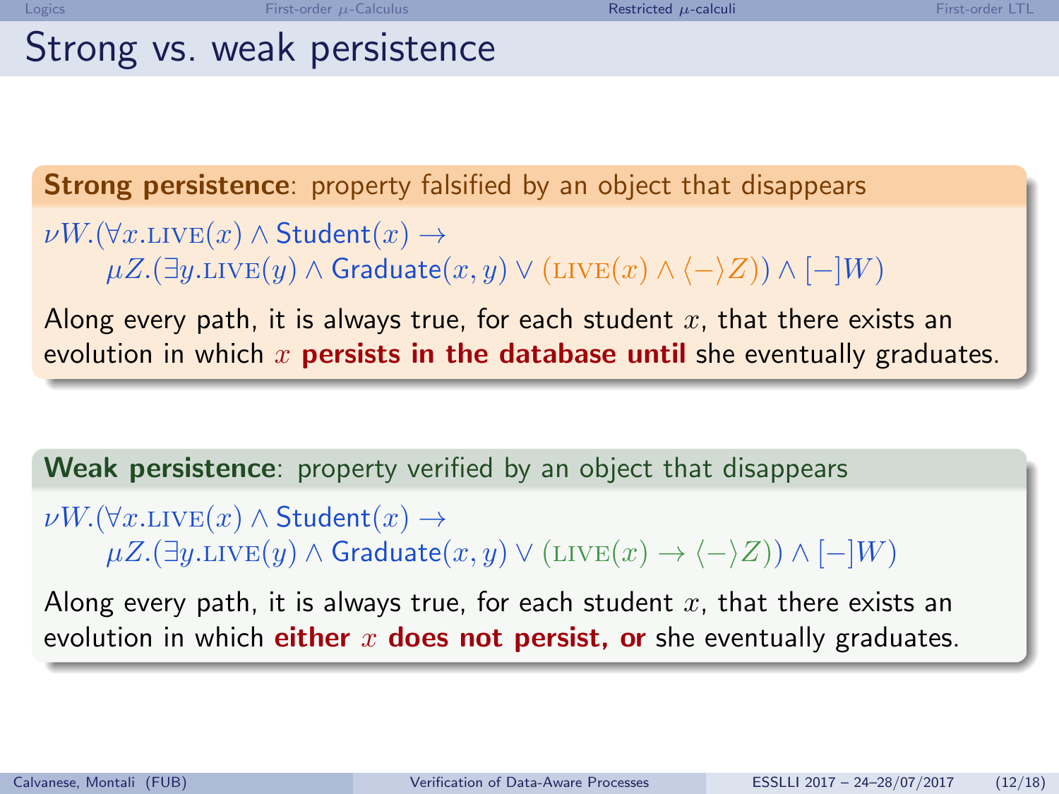# Strong vs. weak persistence

**Strong persistence**: property falsified by an object that disappears

$$\nu W.(\forall x.\textsc{live}(x) \wedge \mathsf{Student}(x) \rightarrow$$
$$\mu Z.(\exists y.\textsc{live}(y) \wedge \mathsf{Graduate}(x,y) \vee (\textsc{live}(x) \wedge \langle - \rangle Z)) \wedge [-]W)$$

Along every path, it is always true, for each student $x$, that there exists an evolution in which $x$ **persists in the database until** she eventually graduates.

**Weak persistence**: property verified by an object that disappears

$$\nu W.(\forall x.\textsc{live}(x) \wedge \mathsf{Student}(x) \rightarrow$$
$$\mu Z.(\exists y.\textsc{live}(y) \wedge \mathsf{Graduate}(x,y) \vee (\textsc{live}(x) \rightarrow \langle - \rangle Z)) \wedge [-]W)$$

Along every path, it is always true, for each student $x$, that there exists an evolution in which **either $x$ does not persist, or** she eventually graduates.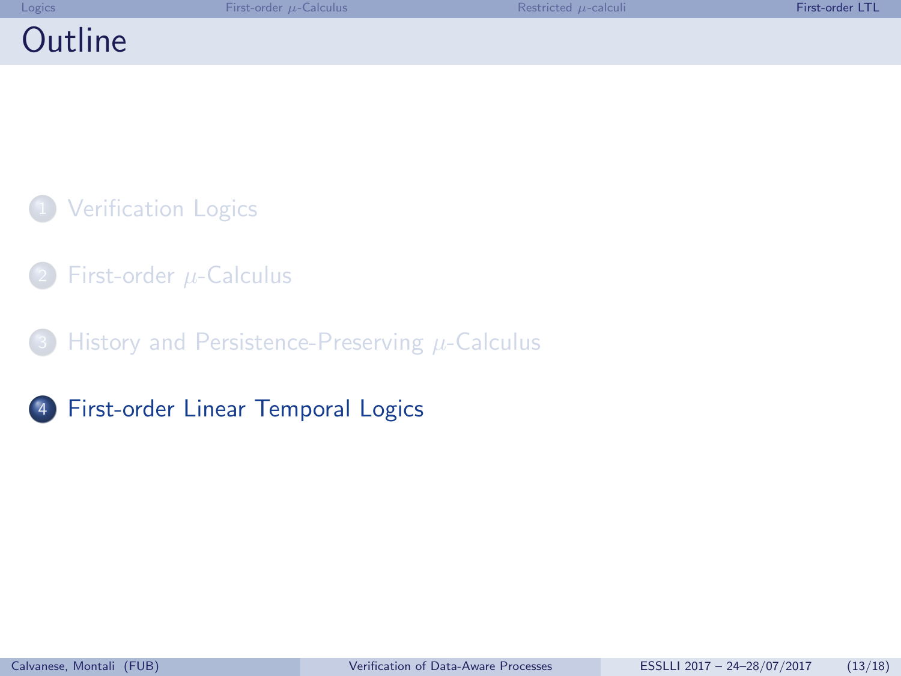# Outline

1. Verification Logics
2. First-order $\mu$-Calculus
3. History and Persistence-Preserving $\mu$-Calculus
4. First-order Linear Temporal Logics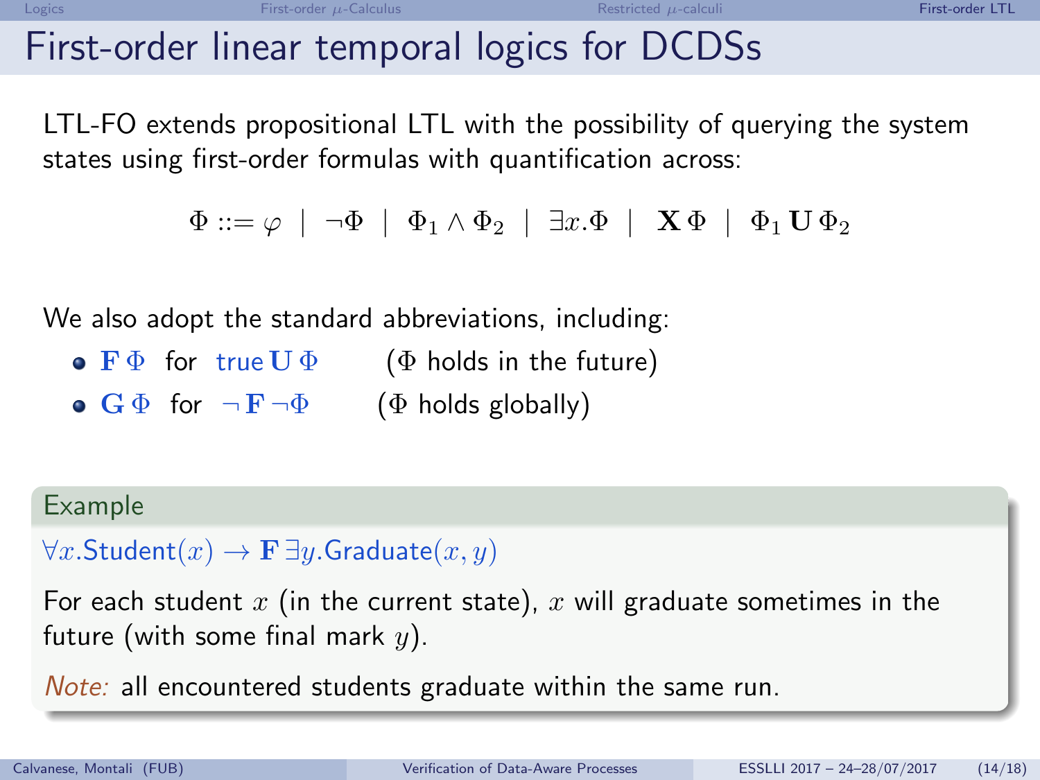# First-order linear temporal logics for DCDSs

LTL-FO extends propositional LTL with the possibility of querying the system states using first-order formulas with quantification across:

$$\Phi ::= \varphi \mid \neg\Phi \mid \Phi_1 \land \Phi_2 \mid \exists x.\Phi \mid \mathbf{X}\,\Phi \mid \Phi_1\,\mathbf{U}\,\Phi_2$$

We also adopt the standard abbreviations, including:

- $\mathbf{F}\,\Phi$ for $\mathsf{true}\,\mathbf{U}\,\Phi$ ($\Phi$ holds in the future)
- $\mathbf{G}\,\Phi$ for $\neg\,\mathbf{F}\,\neg\Phi$ ($\Phi$ holds globally)

**Example**

$\forall x.\mathsf{Student}(x) \to \mathbf{F}\,\exists y.\mathsf{Graduate}(x, y)$

For each student $x$ (in the current state), $x$ will graduate sometimes in the future (with some final mark $y$).

*Note:* all encountered students graduate within the same run.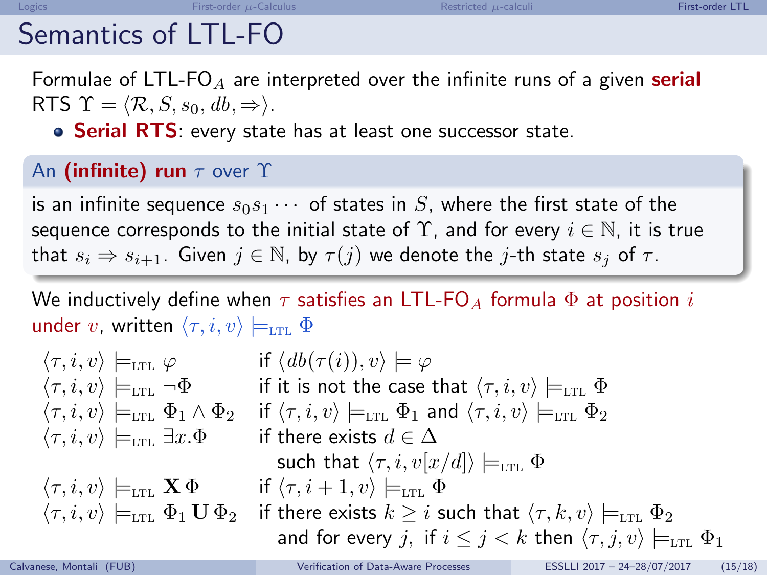# Semantics of LTL-FO

Formulae of LTL-FO$_A$ are interpreted over the infinite runs of a given **serial** RTS $\Upsilon = \langle \mathcal{R}, S, s_0, db, \Rightarrow \rangle$.

- **Serial RTS**: every state has at least one successor state.

**An (infinite) run $\tau$ over $\Upsilon$**

is an infinite sequence $s_0 s_1 \cdots$ of states in $S$, where the first state of the sequence corresponds to the initial state of $\Upsilon$, and for every $i \in \mathbb{N}$, it is true that $s_i \Rightarrow s_{i+1}$. Given $j \in \mathbb{N}$, by $\tau(j)$ we denote the $j$-th state $s_j$ of $\tau$.

We inductively define when $\tau$ satisfies an LTL-FO$_A$ formula $\Phi$ at position $i$ under $v$, written $\langle \tau, i, v \rangle \models_{\text{LTL}} \Phi$

| | |
|---|---|
| $\langle \tau, i, v \rangle \models_{\text{LTL}} \varphi$ | if $\langle db(\tau(i)), v \rangle \models \varphi$ |
| $\langle \tau, i, v \rangle \models_{\text{LTL}} \neg\Phi$ | if it is not the case that $\langle \tau, i, v \rangle \models_{\text{LTL}} \Phi$ |
| $\langle \tau, i, v \rangle \models_{\text{LTL}} \Phi_1 \wedge \Phi_2$ | if $\langle \tau, i, v \rangle \models_{\text{LTL}} \Phi_1$ and $\langle \tau, i, v \rangle \models_{\text{LTL}} \Phi_2$ |
| $\langle \tau, i, v \rangle \models_{\text{LTL}} \exists x.\Phi$ | if there exists $d \in \Delta$ such that $\langle \tau, i, v[x/d] \rangle \models_{\text{LTL}} \Phi$ |
| $\langle \tau, i, v \rangle \models_{\text{LTL}} \mathbf{X}\,\Phi$ | if $\langle \tau, i+1, v \rangle \models_{\text{LTL}} \Phi$ |
| $\langle \tau, i, v \rangle \models_{\text{LTL}} \Phi_1 \,\mathbf{U}\, \Phi_2$ | if there exists $k \geq i$ such that $\langle \tau, k, v \rangle \models_{\text{LTL}} \Phi_2$ and for every $j$, if $i \leq j < k$ then $\langle \tau, j, v \rangle \models_{\text{LTL}} \Phi_1$ |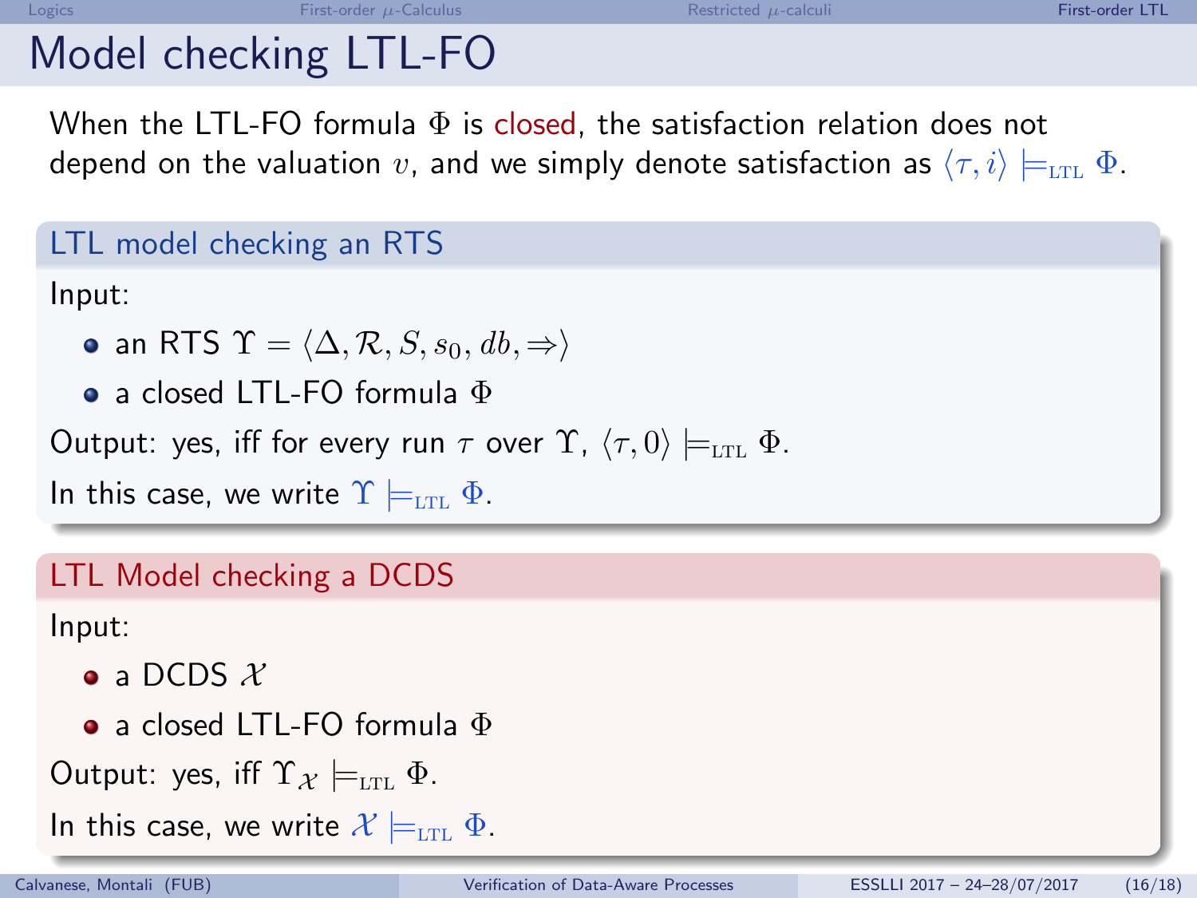# Model checking LTL-FO

When the LTL-FO formula $\Phi$ is closed, the satisfaction relation does not depend on the valuation $v$, and we simply denote satisfaction as $\langle \tau, i \rangle \models_{\text{LTL}} \Phi$.

### LTL model checking an RTS

Input:

- an RTS $\Upsilon = \langle \Delta, \mathcal{R}, S, s_0, db, \Rightarrow \rangle$
- a closed LTL-FO formula $\Phi$

Output: yes, iff for every run $\tau$ over $\Upsilon$, $\langle \tau, 0 \rangle \models_{\text{LTL}} \Phi$.

In this case, we write $\Upsilon \models_{\text{LTL}} \Phi$.

### LTL Model checking a DCDS

Input:

- a DCDS $\mathcal{X}$
- a closed LTL-FO formula $\Phi$

Output: yes, iff $\Upsilon_{\mathcal{X}} \models_{\text{LTL}} \Phi$.

In this case, we write $\mathcal{X} \models_{\text{LTL}} \Phi$.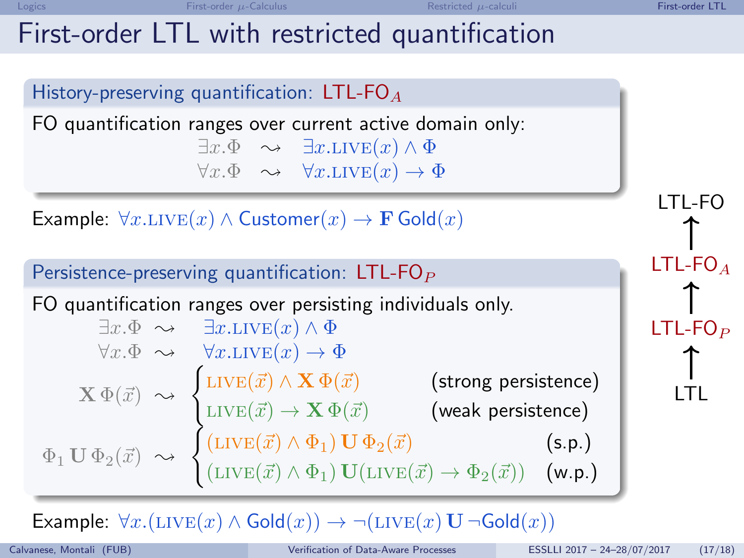# First-order LTL with restricted quantification

## History-preserving quantification: LTL-FO$_A$

FO quantification ranges over current active domain only:

$$\exists x.\Phi \quad \rightsquigarrow \quad \exists x.\textsc{live}(x) \wedge \Phi$$
$$\forall x.\Phi \quad \rightsquigarrow \quad \forall x.\textsc{live}(x) \rightarrow \Phi$$

Example: $\forall x.\textsc{live}(x) \wedge \mathsf{Customer}(x) \rightarrow \mathbf{F}\,\mathsf{Gold}(x)$

## Persistence-preserving quantification: LTL-FO$_P$

FO quantification ranges over persisting individuals only.

$$\exists x.\Phi \quad \rightsquigarrow \quad \exists x.\textsc{live}(x) \wedge \Phi$$
$$\forall x.\Phi \quad \rightsquigarrow \quad \forall x.\textsc{live}(x) \rightarrow \Phi$$

$$\mathbf{X}\,\Phi(\vec{x}) \quad \rightsquigarrow \quad \begin{cases} \textsc{live}(\vec{x}) \wedge \mathbf{X}\,\Phi(\vec{x}) & \text{(strong persistence)} \\ \textsc{live}(\vec{x}) \rightarrow \mathbf{X}\,\Phi(\vec{x}) & \text{(weak persistence)} \end{cases}$$

$$\Phi_1\,\mathbf{U}\,\Phi_2(\vec{x}) \quad \rightsquigarrow \quad \begin{cases} (\textsc{live}(\vec{x}) \wedge \Phi_1)\,\mathbf{U}\,\Phi_2(\vec{x}) & \text{(s.p.)} \\ (\textsc{live}(\vec{x}) \wedge \Phi_1)\,\mathbf{U}(\textsc{live}(\vec{x}) \rightarrow \Phi_2(\vec{x})) & \text{(w.p.)} \end{cases}$$

Example: $\forall x.(\textsc{live}(x) \wedge \mathsf{Gold}(x)) \rightarrow \neg(\textsc{live}(x)\,\mathbf{U}\,\neg\mathsf{Gold}(x))$

LTL-FO

↑

LTL-FO$_A$

↑

LTL-FO$_P$

↑

LTL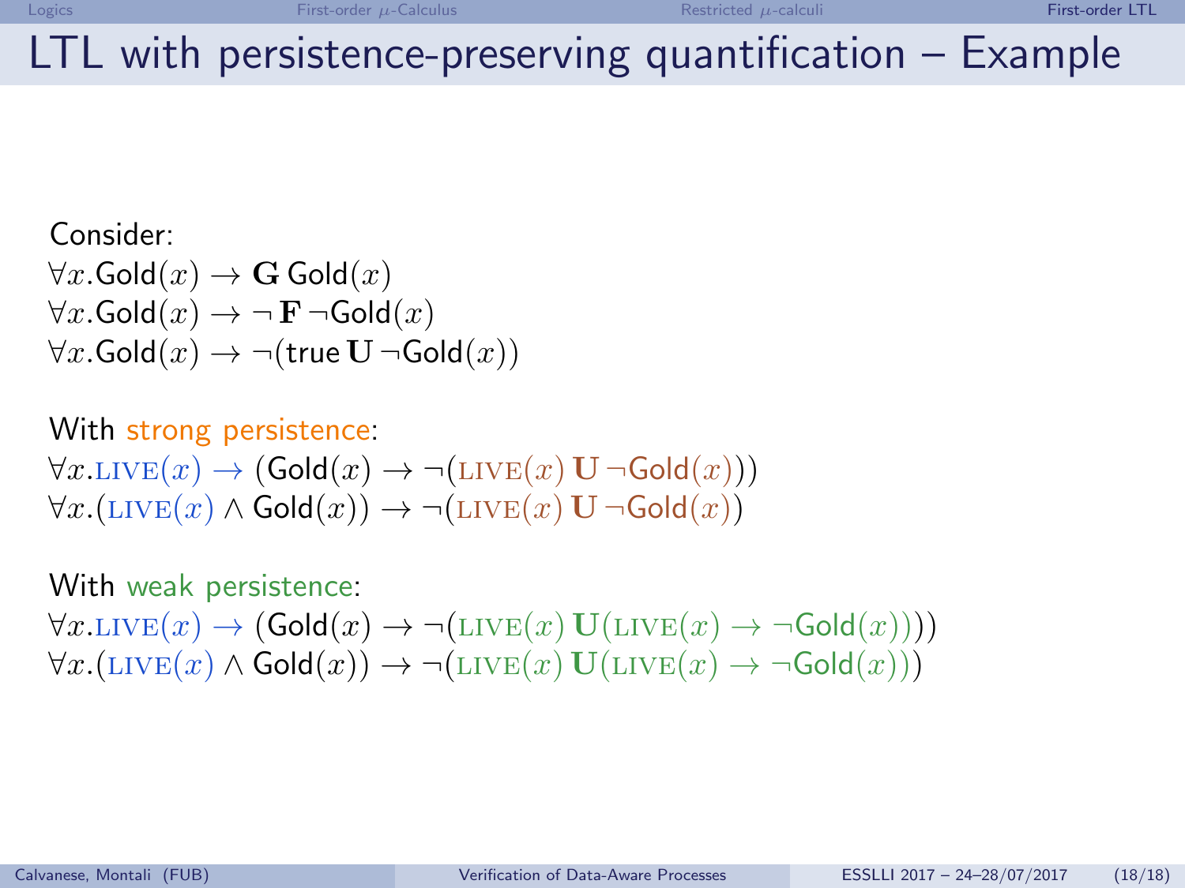# LTL with persistence-preserving quantification – Example

Consider:

$\forall x.\mathsf{Gold}(x) \rightarrow \mathbf{G}\,\mathsf{Gold}(x)$

$\forall x.\mathsf{Gold}(x) \rightarrow \neg\,\mathbf{F}\,\neg\mathsf{Gold}(x)$

$\forall x.\mathsf{Gold}(x) \rightarrow \neg(\mathsf{true}\,\mathbf{U}\,\neg\mathsf{Gold}(x))$

With strong persistence:

$\forall x.\textsc{live}(x) \rightarrow (\mathsf{Gold}(x) \rightarrow \neg(\textsc{live}(x)\,\mathbf{U}\,\neg\mathsf{Gold}(x)))$

$\forall x.(\textsc{live}(x) \wedge \mathsf{Gold}(x)) \rightarrow \neg(\textsc{live}(x)\,\mathbf{U}\,\neg\mathsf{Gold}(x))$

With weak persistence:

$\forall x.\textsc{live}(x) \rightarrow (\mathsf{Gold}(x) \rightarrow \neg(\textsc{live}(x)\,\mathbf{U}(\textsc{live}(x) \rightarrow \neg\mathsf{Gold}(x))))$

$\forall x.(\textsc{live}(x) \wedge \mathsf{Gold}(x)) \rightarrow \neg(\textsc{live}(x)\,\mathbf{U}(\textsc{live}(x) \rightarrow \neg\mathsf{Gold}(x)))$